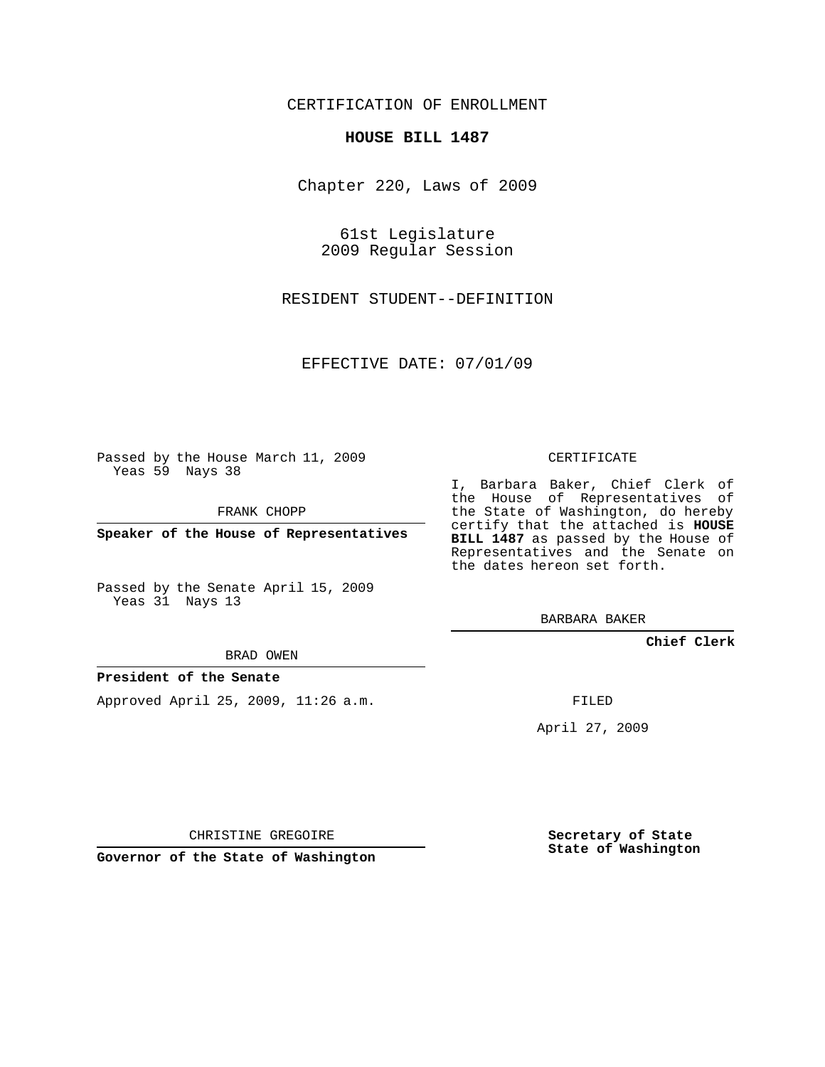CERTIFICATION OF ENROLLMENT

**HOUSE BILL 1487**

Chapter 220, Laws of 2009

61st Legislature
2009 Regular Session

RESIDENT STUDENT--DEFINITION

EFFECTIVE DATE: 07/01/09

Passed by the House March 11, 2009
Yeas 59 Nays 38

FRANK CHOPP

**Speaker of the House of Representatives**

Passed by the Senate April 15, 2009
Yeas 31 Nays 13

BRAD OWEN

**President of the Senate**

Approved April 25, 2009, 11:26 a.m.

CHRISTINE GREGOIRE

**Governor of the State of Washington**

CERTIFICATE

I, Barbara Baker, Chief Clerk of the House of Representatives of the State of Washington, do hereby certify that the attached is **HOUSE BILL 1487** as passed by the House of Representatives and the Senate on the dates hereon set forth.

BARBARA BAKER

**Chief Clerk**

FILED

April 27, 2009

**Secretary of State**
**State of Washington**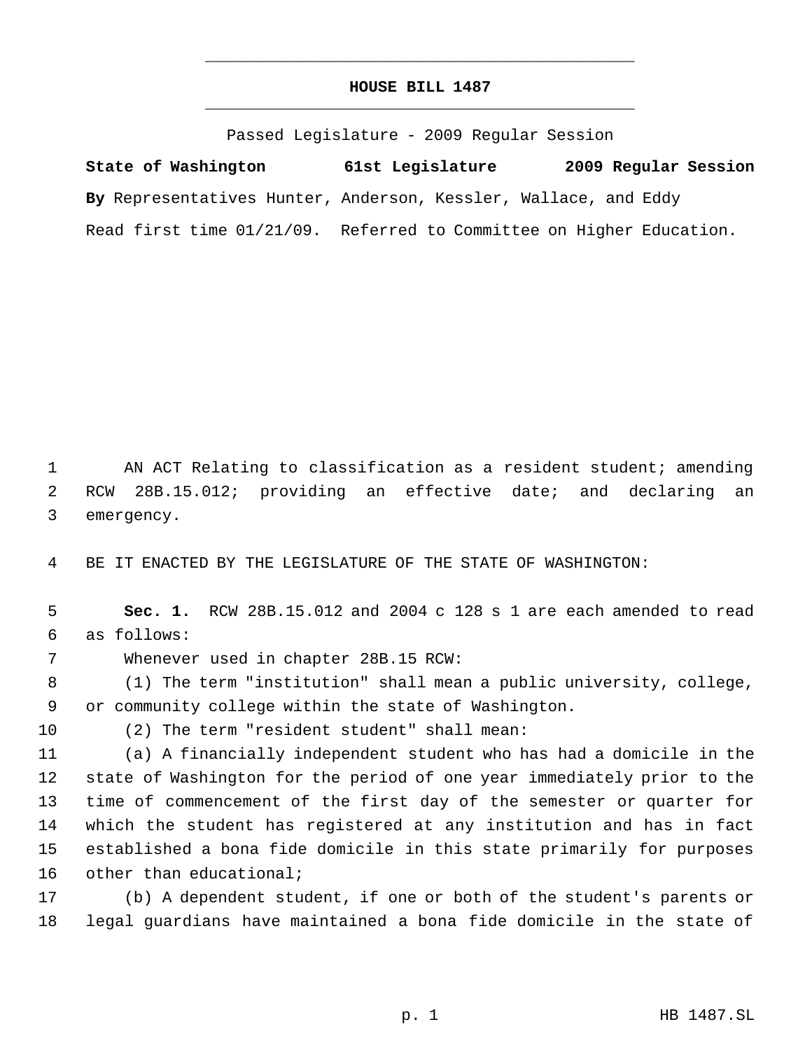# HOUSE BILL 1487

Passed Legislature - 2009 Regular Session

**State of Washington 61st Legislature 2009 Regular Session**

**By** Representatives Hunter, Anderson, Kessler, Wallace, and Eddy

Read first time 01/21/09. Referred to Committee on Higher Education.

AN ACT Relating to classification as a resident student; amending RCW 28B.15.012; providing an effective date; and declaring an emergency.

BE IT ENACTED BY THE LEGISLATURE OF THE STATE OF WASHINGTON:

**Sec. 1.** RCW 28B.15.012 and 2004 c 128 s 1 are each amended to read as follows:

Whenever used in chapter 28B.15 RCW:

(1) The term "institution" shall mean a public university, college, or community college within the state of Washington.

(2) The term "resident student" shall mean:

(a) A financially independent student who has had a domicile in the state of Washington for the period of one year immediately prior to the time of commencement of the first day of the semester or quarter for which the student has registered at any institution and has in fact established a bona fide domicile in this state primarily for purposes other than educational;

(b) A dependent student, if one or both of the student's parents or legal guardians have maintained a bona fide domicile in the state of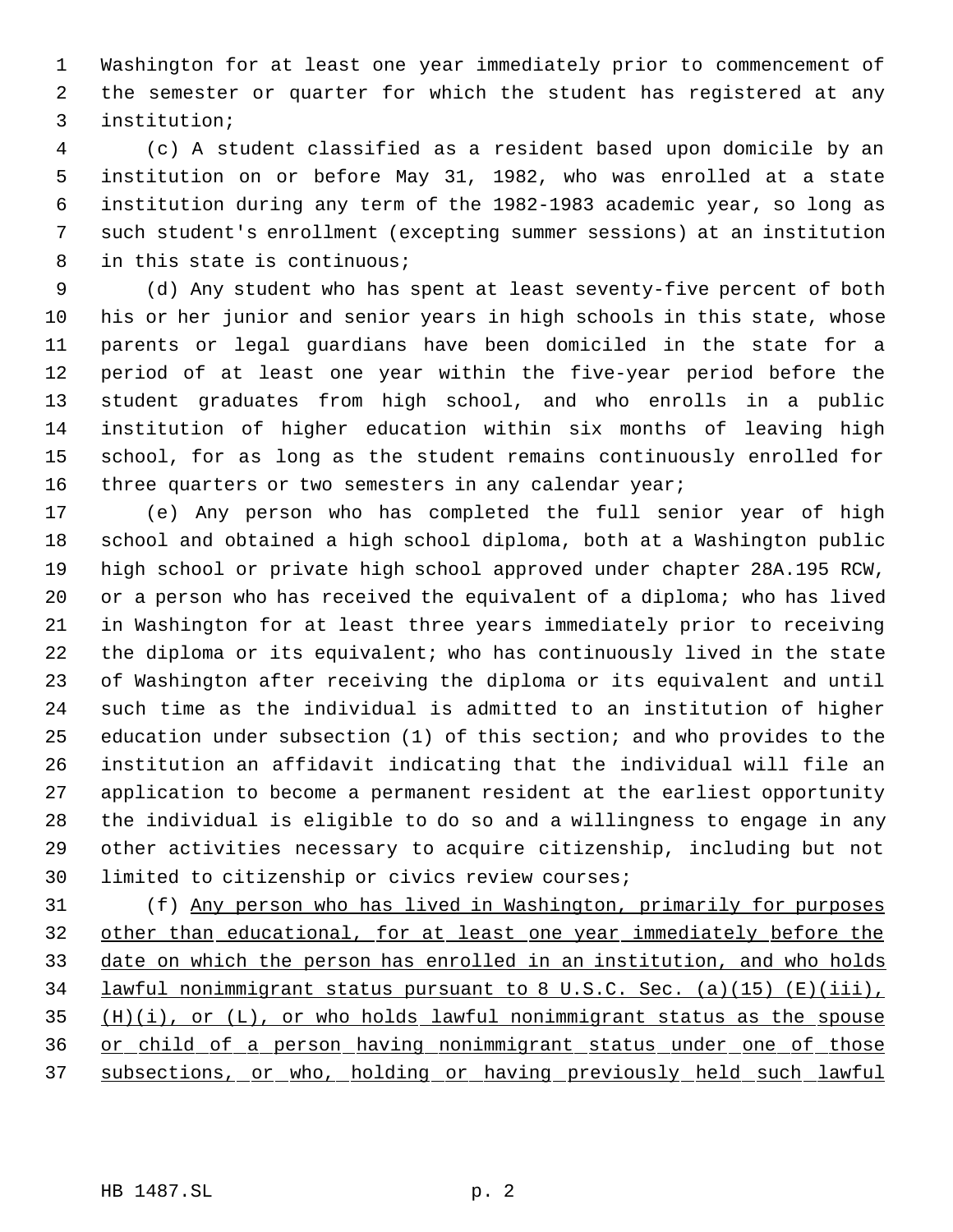Washington for at least one year immediately prior to commencement of the semester or quarter for which the student has registered at any institution;

(c) A student classified as a resident based upon domicile by an institution on or before May 31, 1982, who was enrolled at a state institution during any term of the 1982-1983 academic year, so long as such student's enrollment (excepting summer sessions) at an institution in this state is continuous;

(d) Any student who has spent at least seventy-five percent of both his or her junior and senior years in high schools in this state, whose parents or legal guardians have been domiciled in the state for a period of at least one year within the five-year period before the student graduates from high school, and who enrolls in a public institution of higher education within six months of leaving high school, for as long as the student remains continuously enrolled for three quarters or two semesters in any calendar year;

(e) Any person who has completed the full senior year of high school and obtained a high school diploma, both at a Washington public high school or private high school approved under chapter 28A.195 RCW, or a person who has received the equivalent of a diploma; who has lived in Washington for at least three years immediately prior to receiving the diploma or its equivalent; who has continuously lived in the state of Washington after receiving the diploma or its equivalent and until such time as the individual is admitted to an institution of higher education under subsection (1) of this section; and who provides to the institution an affidavit indicating that the individual will file an application to become a permanent resident at the earliest opportunity the individual is eligible to do so and a willingness to engage in any other activities necessary to acquire citizenship, including but not limited to citizenship or civics review courses;

(f) <u>Any person who has lived in Washington, primarily for purposes other than educational, for at least one year immediately before the date on which the person has enrolled in an institution, and who holds lawful nonimmigrant status pursuant to 8 U.S.C. Sec. (a)(15) (E)(iii), (H)(i), or (L), or who holds lawful nonimmigrant status as the spouse or child of a person having nonimmigrant status under one of those subsections, or who, holding or having previously held such lawful</u>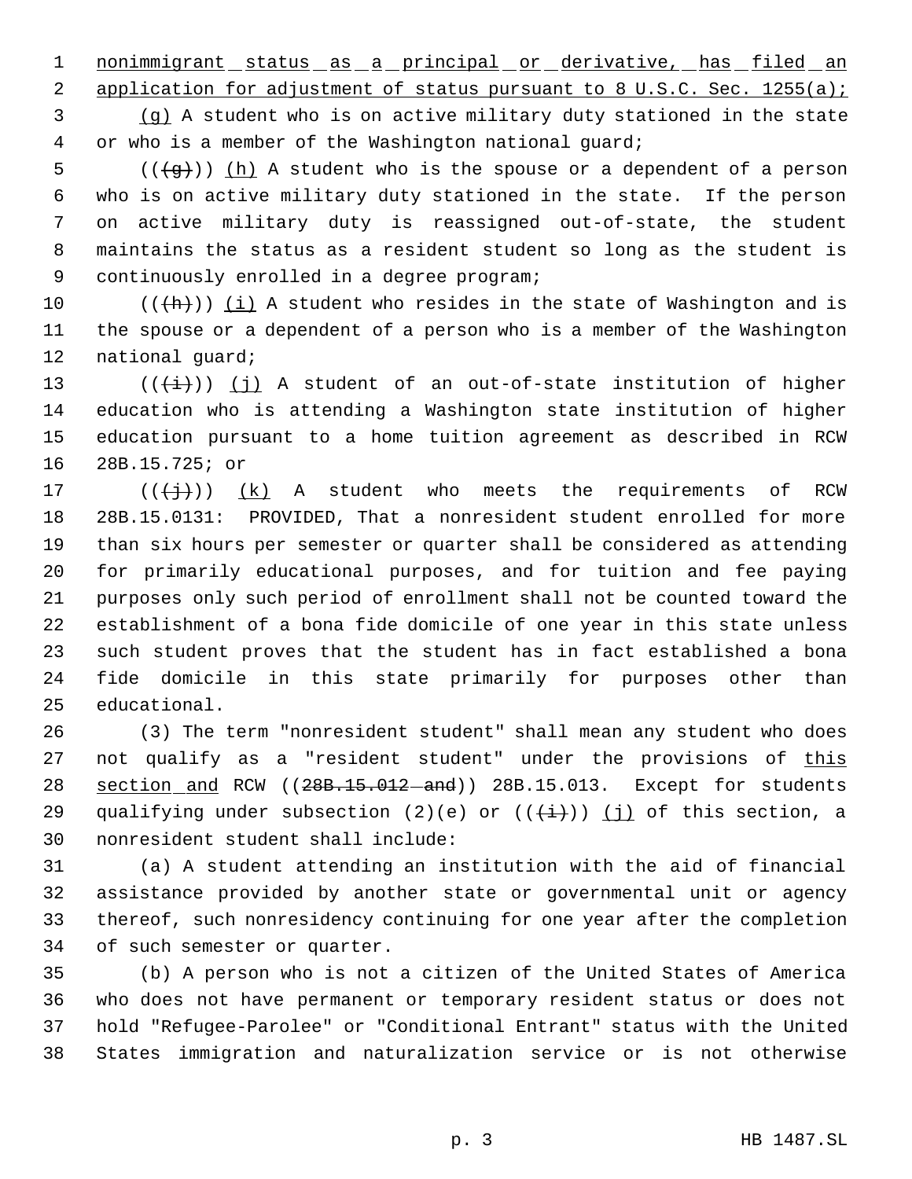nonimmigrant status as a principal or derivative, has filed an application for adjustment of status pursuant to 8 U.S.C. Sec. 1255(a);

(g) A student who is on active military duty stationed in the state or who is a member of the Washington national guard;

(((g))) (h) A student who is the spouse or a dependent of a person who is on active military duty stationed in the state. If the person on active military duty is reassigned out-of-state, the student maintains the status as a resident student so long as the student is continuously enrolled in a degree program;

(((h))) (i) A student who resides in the state of Washington and is the spouse or a dependent of a person who is a member of the Washington national guard;

(((i))) (j) A student of an out-of-state institution of higher education who is attending a Washington state institution of higher education pursuant to a home tuition agreement as described in RCW 28B.15.725; or

(((j))) (k) A student who meets the requirements of RCW 28B.15.0131: PROVIDED, That a nonresident student enrolled for more than six hours per semester or quarter shall be considered as attending for primarily educational purposes, and for tuition and fee paying purposes only such period of enrollment shall not be counted toward the establishment of a bona fide domicile of one year in this state unless such student proves that the student has in fact established a bona fide domicile in this state primarily for purposes other than educational.

(3) The term "nonresident student" shall mean any student who does not qualify as a "resident student" under the provisions of this section and RCW ((28B.15.012 and)) 28B.15.013. Except for students qualifying under subsection (2)(e) or (((i))) (j) of this section, a nonresident student shall include:

(a) A student attending an institution with the aid of financial assistance provided by another state or governmental unit or agency thereof, such nonresidency continuing for one year after the completion of such semester or quarter.

(b) A person who is not a citizen of the United States of America who does not have permanent or temporary resident status or does not hold "Refugee-Parolee" or "Conditional Entrant" status with the United States immigration and naturalization service or is not otherwise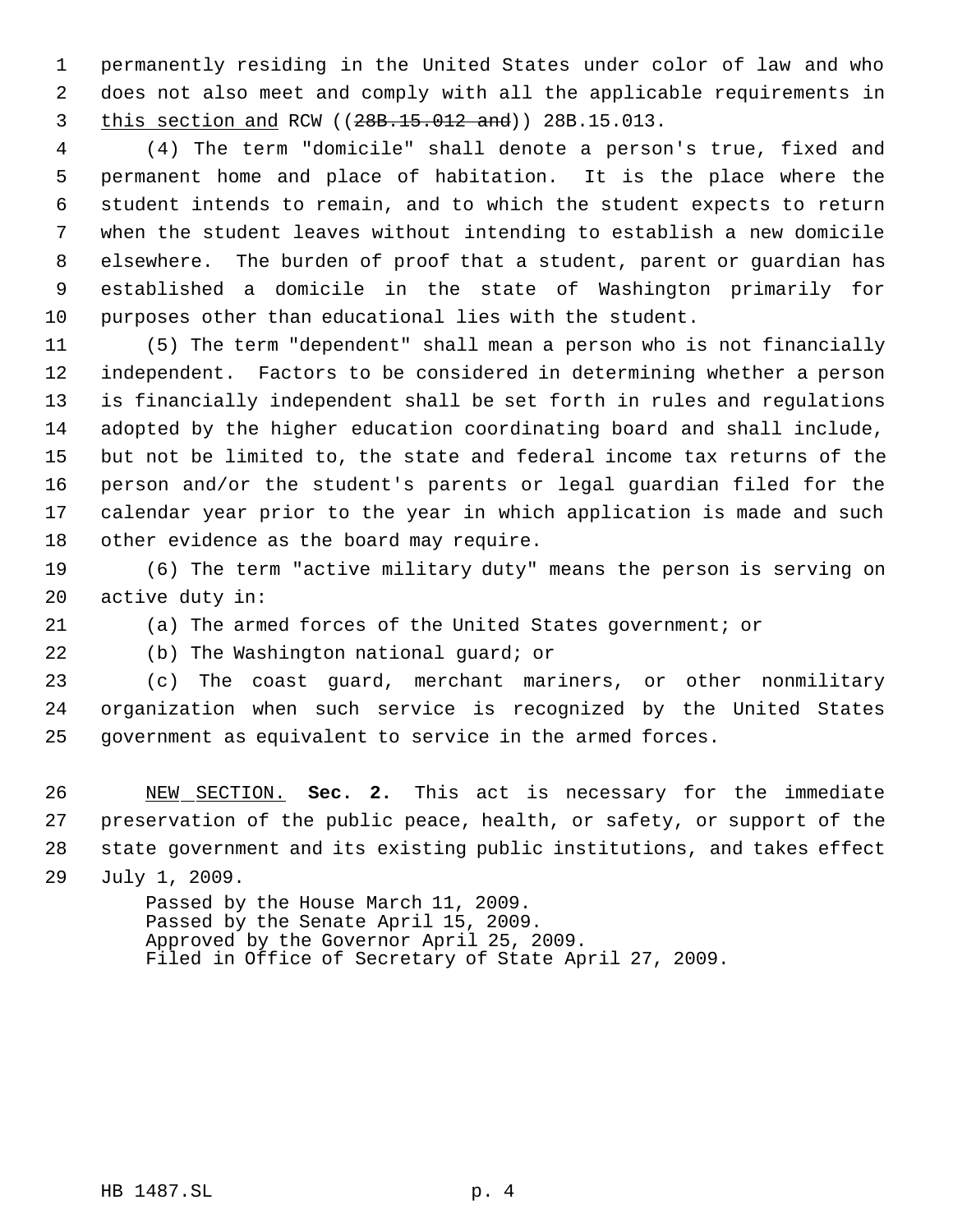permanently residing in the United States under color of law and who does not also meet and comply with all the applicable requirements in <u>this section and</u> RCW ((~~28B.15.012 and~~)) 28B.15.013.

(4) The term "domicile" shall denote a person's true, fixed and permanent home and place of habitation. It is the place where the student intends to remain, and to which the student expects to return when the student leaves without intending to establish a new domicile elsewhere. The burden of proof that a student, parent or guardian has established a domicile in the state of Washington primarily for purposes other than educational lies with the student.

(5) The term "dependent" shall mean a person who is not financially independent. Factors to be considered in determining whether a person is financially independent shall be set forth in rules and regulations adopted by the higher education coordinating board and shall include, but not be limited to, the state and federal income tax returns of the person and/or the student's parents or legal guardian filed for the calendar year prior to the year in which application is made and such other evidence as the board may require.

(6) The term "active military duty" means the person is serving on active duty in:

(a) The armed forces of the United States government; or

(b) The Washington national guard; or

(c) The coast guard, merchant mariners, or other nonmilitary organization when such service is recognized by the United States government as equivalent to service in the armed forces.

<u>NEW SECTION.</u> **Sec. 2.** This act is necessary for the immediate preservation of the public peace, health, or safety, or support of the state government and its existing public institutions, and takes effect July 1, 2009.

Passed by the House March 11, 2009.
Passed by the Senate April 15, 2009.
Approved by the Governor April 25, 2009.
Filed in Office of Secretary of State April 27, 2009.